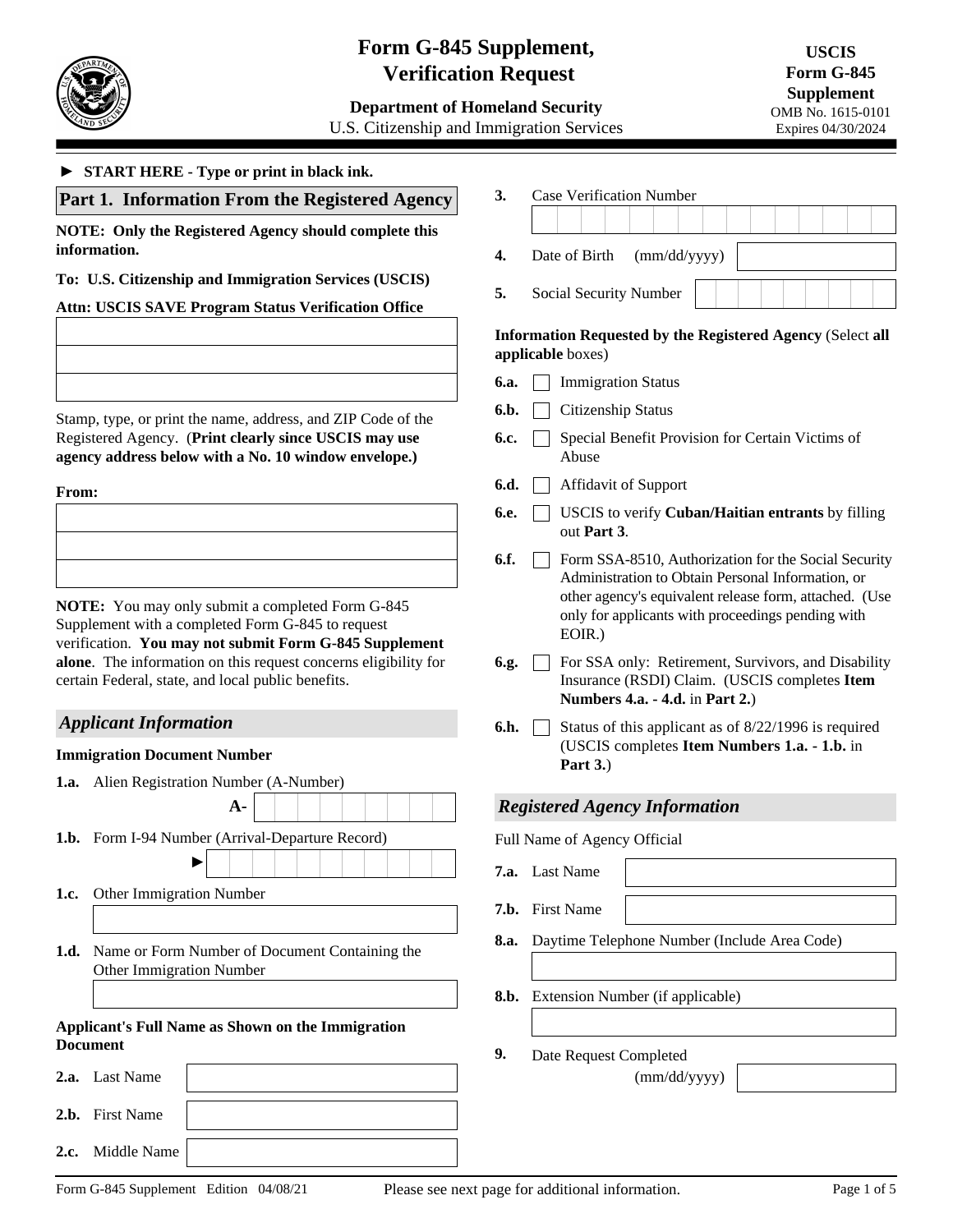# Form G-845 Supplement, Verification Request

**Department of Homeland Security**
U.S. Citizenship and Immigration Services

**USCIS Form G-845 Supplement**
OMB No. 1615-0101
Expires 04/30/2024

► **START HERE - Type or print in black ink.**

## Part 1. Information From the Registered Agency

**NOTE: Only the Registered Agency should complete this information.**

**To: U.S. Citizenship and Immigration Services (USCIS)**

**Attn: USCIS SAVE Program Status Verification Office**

Stamp, type, or print the name, address, and ZIP Code of the Registered Agency. (**Print clearly since USCIS may use agency address below with a No. 10 window envelope.)**

**From:**

**NOTE:** You may only submit a completed Form G-845 Supplement with a completed Form G-845 to request verification. **You may not submit Form G-845 Supplement alone**. The information on this request concerns eligibility for certain Federal, state, and local public benefits.

### *Applicant Information*

**Immigration Document Number**

**1.a.** Alien Registration Number (A-Number) A-

**1.b.** Form I-94 Number (Arrival-Departure Record) ►

**1.c.** Other Immigration Number

**1.d.** Name or Form Number of Document Containing the Other Immigration Number

**Applicant's Full Name as Shown on the Immigration Document**

**2.a.** Last Name

**2.b.** First Name

**2.c.** Middle Name

**3.** Case Verification Number

**4.** Date of Birth (mm/dd/yyyy)

**5.** Social Security Number

**Information Requested by the Registered Agency** (Select **all applicable** boxes)

**6.a.** ☐ Immigration Status

**6.b.** ☐ Citizenship Status

**6.c.** ☐ Special Benefit Provision for Certain Victims of Abuse

**6.d.** ☐ Affidavit of Support

**6.e.** ☐ USCIS to verify **Cuban/Haitian entrants** by filling out **Part 3**.

**6.f.** ☐ Form SSA-8510, Authorization for the Social Security Administration to Obtain Personal Information, or other agency's equivalent release form, attached. (Use only for applicants with proceedings pending with EOIR.)

**6.g.** ☐ For SSA only: Retirement, Survivors, and Disability Insurance (RSDI) Claim. (USCIS completes **Item Numbers 4.a. - 4.d.** in **Part 2.**)

**6.h.** ☐ Status of this applicant as of 8/22/1996 is required (USCIS completes **Item Numbers 1.a. - 1.b.** in **Part 3.**)

### *Registered Agency Information*

Full Name of Agency Official

**7.a.** Last Name

**7.b.** First Name

**8.a.** Daytime Telephone Number (Include Area Code)

**8.b.** Extension Number (if applicable)

**9.** Date Request Completed (mm/dd/yyyy)

Form G-845 Supplement Edition 04/08/21

Please see next page for additional information.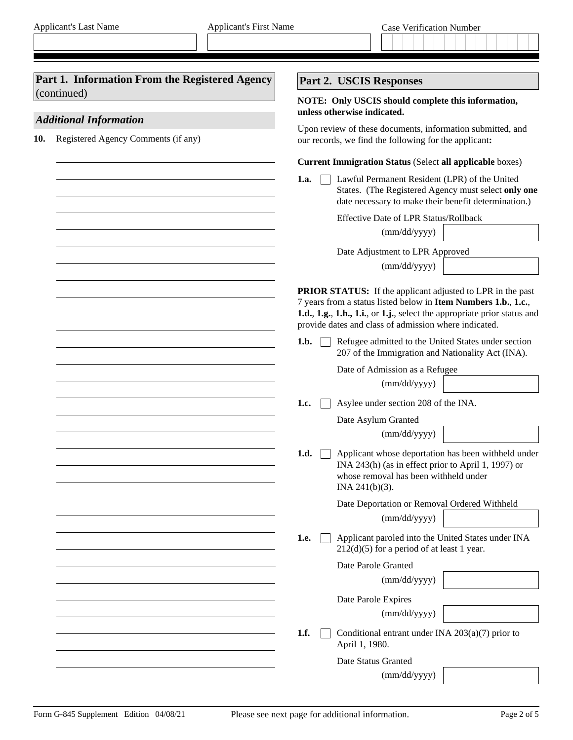Applicant's Last Name | Applicant's First Name | Case Verification Number

## Part 1. Information From the Registered Agency (continued)

### *Additional Information*

**10.** Registered Agency Comments (if any)

## Part 2. USCIS Responses

**NOTE: Only USCIS should complete this information, unless otherwise indicated.**

Upon review of these documents, information submitted, and our records, we find the following for the applicant**:**

**Current Immigration Status** (Select **all applicable** boxes)

**1.a.** ☐ Lawful Permanent Resident (LPR) of the United States. (The Registered Agency must select **only one** date necessary to make their benefit determination.)

Effective Date of LPR Status/Rollback (mm/dd/yyyy)

Date Adjustment to LPR Approved (mm/dd/yyyy)

**PRIOR STATUS:** If the applicant adjusted to LPR in the past 7 years from a status listed below in **Item Numbers 1.b.**, **1.c.**, **1.d.**, **1.g.**, **1.h.**, **1.i.**, or **1.j.**, select the appropriate prior status and provide dates and class of admission where indicated.

**1.b.** ☐ Refugee admitted to the United States under section 207 of the Immigration and Nationality Act (INA).

Date of Admission as a Refugee (mm/dd/yyyy)

**1.c.** ☐ Asylee under section 208 of the INA.

Date Asylum Granted (mm/dd/yyyy)

**1.d.** ☐ Applicant whose deportation has been withheld under INA 243(h) (as in effect prior to April 1, 1997) or whose removal has been withheld under INA 241(b)(3).

Date Deportation or Removal Ordered Withheld (mm/dd/yyyy)

**1.e.** ☐ Applicant paroled into the United States under INA 212(d)(5) for a period of at least 1 year.

Date Parole Granted (mm/dd/yyyy)

Date Parole Expires (mm/dd/yyyy)

**1.f.** ☐ Conditional entrant under INA 203(a)(7) prior to April 1, 1980.

Date Status Granted (mm/dd/yyyy)

Please see next page for additional information.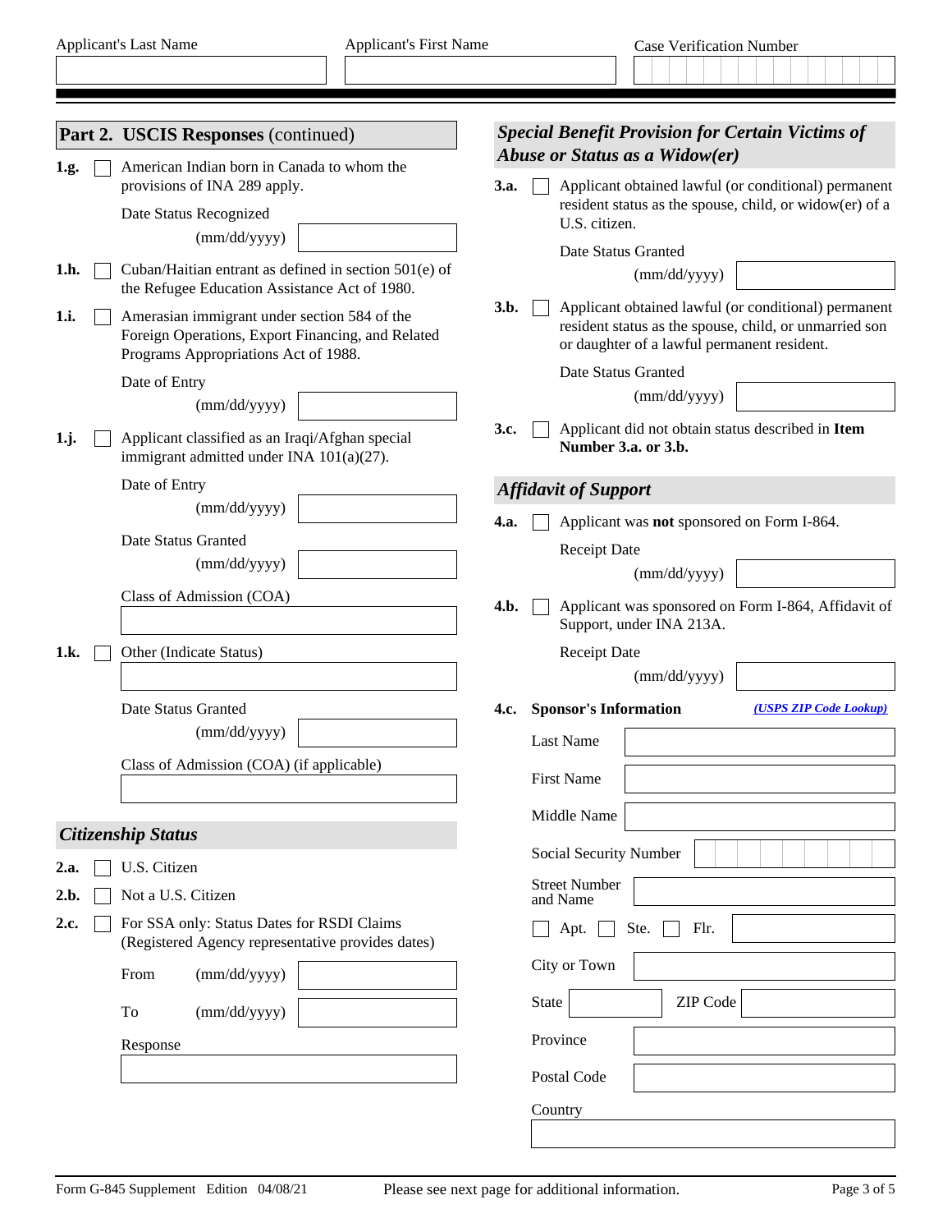Applicant's Last Name

Applicant's First Name

Case Verification Number

## Part 2. USCIS Responses (continued)

**1.g.** ☐ American Indian born in Canada to whom the provisions of INA 289 apply.

Date Status Recognized (mm/dd/yyyy)

**1.h.** ☐ Cuban/Haitian entrant as defined in section 501(e) of the Refugee Education Assistance Act of 1980.

**1.i.** ☐ Amerasian immigrant under section 584 of the Foreign Operations, Export Financing, and Related Programs Appropriations Act of 1988.

Date of Entry (mm/dd/yyyy)

**1.j.** ☐ Applicant classified as an Iraqi/Afghan special immigrant admitted under INA 101(a)(27).

Date of Entry (mm/dd/yyyy)

Date Status Granted (mm/dd/yyyy)

Class of Admission (COA)

**1.k.** ☐ Other (Indicate Status)

Date Status Granted (mm/dd/yyyy)

Class of Admission (COA) (if applicable)

### *Citizenship Status*

**2.a.** ☐ U.S. Citizen

**2.b.** ☐ Not a U.S. Citizen

**2.c.** ☐ For SSA only: Status Dates for RSDI Claims (Registered Agency representative provides dates)

From (mm/dd/yyyy)

To (mm/dd/yyyy)

Response

### *Special Benefit Provision for Certain Victims of Abuse or Status as a Widow(er)*

**3.a.** ☐ Applicant obtained lawful (or conditional) permanent resident status as the spouse, child, or widow(er) of a U.S. citizen.

Date Status Granted (mm/dd/yyyy)

**3.b.** ☐ Applicant obtained lawful (or conditional) permanent resident status as the spouse, child, or unmarried son or daughter of a lawful permanent resident.

Date Status Granted (mm/dd/yyyy)

**3.c.** ☐ Applicant did not obtain status described in **Item Number 3.a. or 3.b.**

### *Affidavit of Support*

**4.a.** ☐ Applicant was **not** sponsored on Form I-864.

Receipt Date (mm/dd/yyyy)

**4.b.** ☐ Applicant was sponsored on Form I-864, Affidavit of Support, under INA 213A.

Receipt Date (mm/dd/yyyy)

**4.c. Sponsor's Information** *(USPS ZIP Code Lookup)*

Last Name

First Name

Middle Name

Social Security Number

Street Number and Name

☐ Apt. ☐ Ste. ☐ Flr.

City or Town

State

ZIP Code

Province

Postal Code

Country

Form G-845 Supplement Edition 04/08/21

Please see next page for additional information.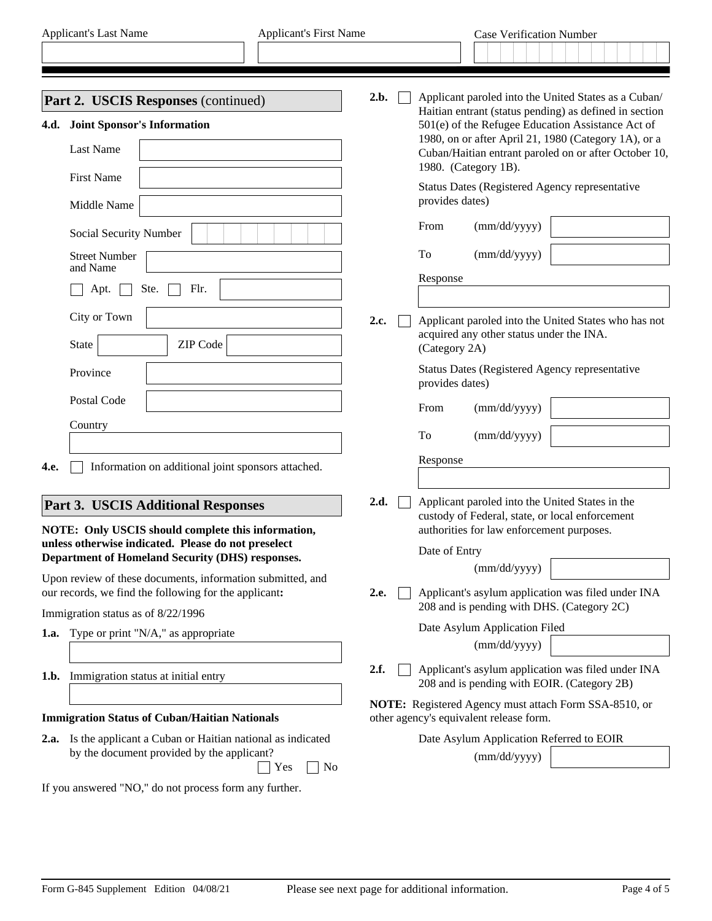Applicant's Last Name | Applicant's First Name | Case Verification Number

## Part 2. USCIS Responses (continued)

**4.d. Joint Sponsor's Information**

Last Name

First Name

Middle Name

Social Security Number

Street Number and Name

☐ Apt. ☐ Ste. ☐ Flr.

City or Town

State ZIP Code

Province

Postal Code

Country

**4.e.** ☐ Information on additional joint sponsors attached.

## Part 3. USCIS Additional Responses

**NOTE: Only USCIS should complete this information, unless otherwise indicated. Please do not preselect Department of Homeland Security (DHS) responses.**

Upon review of these documents, information submitted, and our records, we find the following for the applicant**:**

Immigration status as of 8/22/1996

**1.a.** Type or print "N/A," as appropriate

**1.b.** Immigration status at initial entry

**Immigration Status of Cuban/Haitian Nationals**

**2.a.** Is the applicant a Cuban or Haitian national as indicated by the document provided by the applicant? ☐ Yes ☐ No

If you answered "NO," do not process form any further.

**2.b.** ☐ Applicant paroled into the United States as a Cuban/Haitian entrant (status pending) as defined in section 501(e) of the Refugee Education Assistance Act of 1980, on or after April 21, 1980 (Category 1A), or a Cuban/Haitian entrant paroled on or after October 10, 1980. (Category 1B).

Status Dates (Registered Agency representative provides dates)

From (mm/dd/yyyy)

To (mm/dd/yyyy)

Response

**2.c.** ☐ Applicant paroled into the United States who has not acquired any other status under the INA. (Category 2A)

Status Dates (Registered Agency representative provides dates)

From (mm/dd/yyyy)

To (mm/dd/yyyy)

Response

**2.d.** ☐ Applicant paroled into the United States in the custody of Federal, state, or local enforcement authorities for law enforcement purposes.

Date of Entry (mm/dd/yyyy)

**2.e.** ☐ Applicant's asylum application was filed under INA 208 and is pending with DHS. (Category 2C)

Date Asylum Application Filed (mm/dd/yyyy)

**2.f.** ☐ Applicant's asylum application was filed under INA 208 and is pending with EOIR. (Category 2B)

**NOTE:** Registered Agency must attach Form SSA-8510, or other agency's equivalent release form.

Date Asylum Application Referred to EOIR (mm/dd/yyyy)

Form G-845 Supplement Edition 04/08/21 Please see next page for additional information.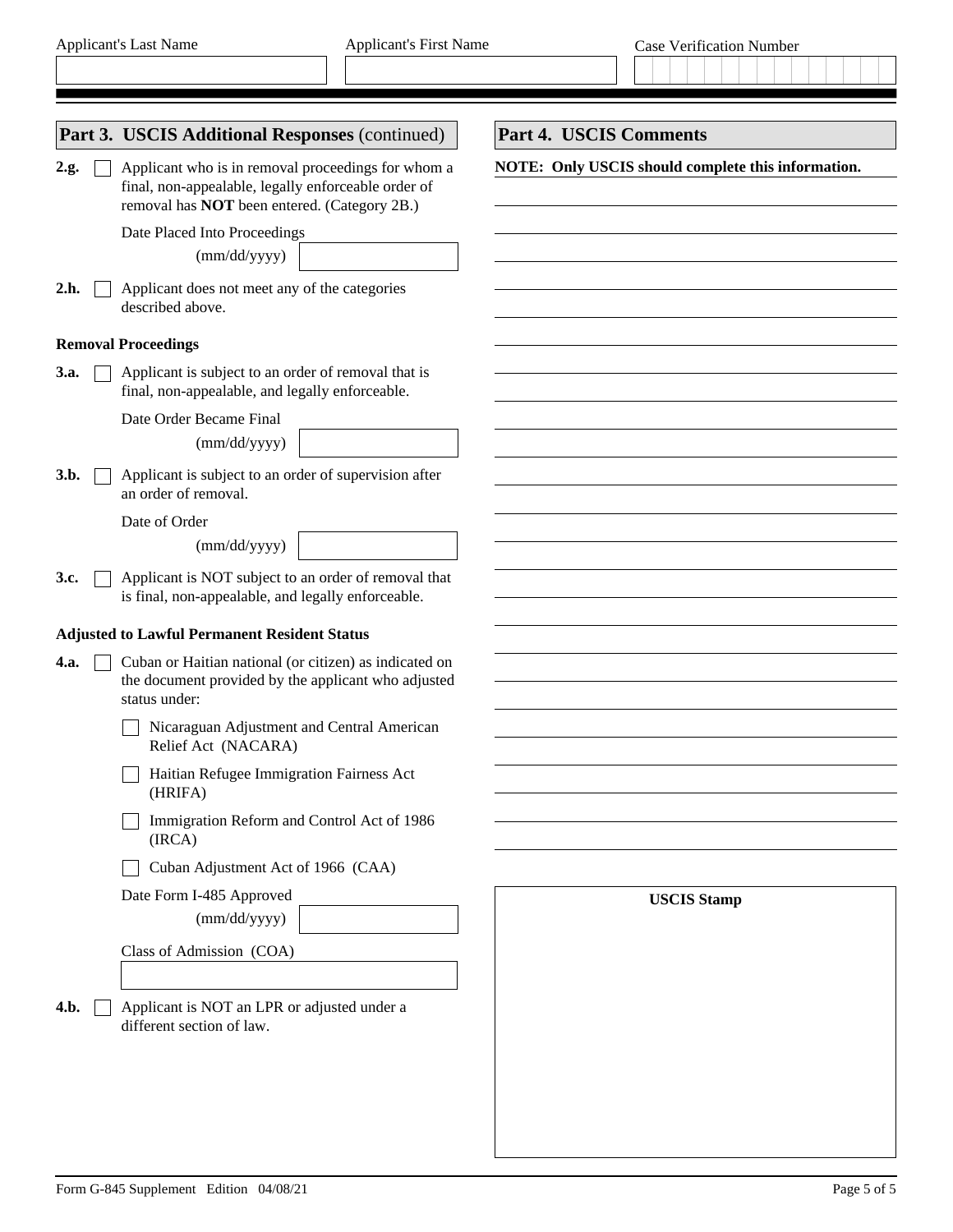Applicant's Last Name | Applicant's First Name | Case Verification Number

## Part 3. USCIS Additional Responses (continued)

**2.g.** ☐ Applicant who is in removal proceedings for whom a final, non-appealable, legally enforceable order of removal has **NOT** been entered. (Category 2B.)

Date Placed Into Proceedings (mm/dd/yyyy)

**2.h.** ☐ Applicant does not meet any of the categories described above.

**Removal Proceedings**

**3.a.** ☐ Applicant is subject to an order of removal that is final, non-appealable, and legally enforceable.

Date Order Became Final (mm/dd/yyyy)

**3.b.** ☐ Applicant is subject to an order of supervision after an order of removal.

Date of Order (mm/dd/yyyy)

**3.c.** ☐ Applicant is NOT subject to an order of removal that is final, non-appealable, and legally enforceable.

**Adjusted to Lawful Permanent Resident Status**

**4.a.** ☐ Cuban or Haitian national (or citizen) as indicated on the document provided by the applicant who adjusted status under:

- ☐ Nicaraguan Adjustment and Central American Relief Act (NACARA)
- ☐ Haitian Refugee Immigration Fairness Act (HRIFA)
- ☐ Immigration Reform and Control Act of 1986 (IRCA)
- ☐ Cuban Adjustment Act of 1966 (CAA)

Date Form I-485 Approved (mm/dd/yyyy)

Class of Admission (COA)

**4.b.** ☐ Applicant is NOT an LPR or adjusted under a different section of law.

## Part 4. USCIS Comments

**NOTE: Only USCIS should complete this information.**

**USCIS Stamp**